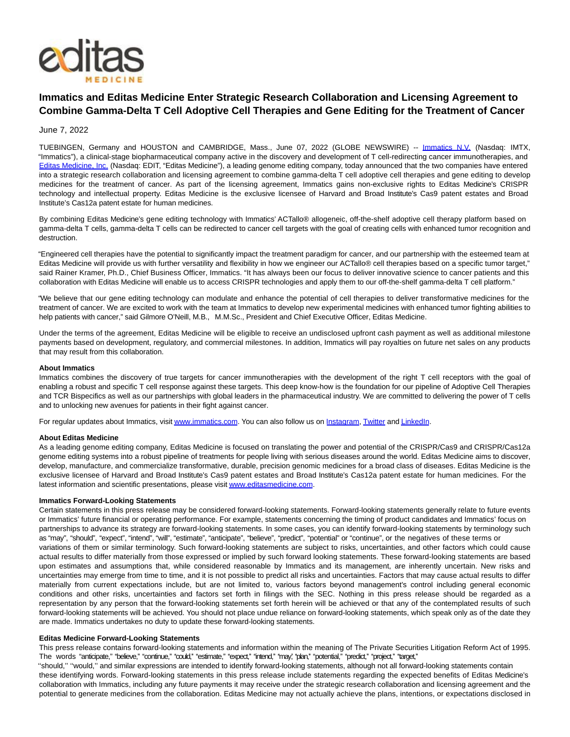# Immatics and Editas Medicine Enter Strategic Research Collaboration and Licensing Agreement to Combine Gamma-Delta T Cell Adoptive Cell Therapies and Gene Editing for the Treatment of Cancer

June 7, 2022

TUEBINGEN, Germany and HOUSTON and CAMBRIDGE, Mass., June 07, 2022 (GLOBE NEWSWIRE) -- Immatics N.V. (Nasdaq: IMTX, "Immatics"), a clinical-stage biopharmaceutical company active in the discovery and development of T cell-redirecting cancer immunotherapies, and Editas Medicine, Inc. (Nasdaq: EDIT, "Editas Medicine"), a leading genome editing company, today announced that the two companies have entered into a strategic research collaboration and licensing agreement to combine gamma-delta T cell adoptive cell therapies and gene editing to develop medicines for the treatment of cancer. As part of the licensing agreement, Immatics gains non-exclusive rights to Editas Medicine's CRISPR technology and intellectual property. Editas Medicine is the exclusive licensee of Harvard and Broad Institute's Cas9 patent estates and Broad Institute's Cas12a patent estate for human medicines.

By combining Editas Medicine's gene editing technology with Immatics' ACTallo® allogeneic, off-the-shelf adoptive cell therapy platform based on gamma-delta T cells, gamma-delta T cells can be redirected to cancer cell targets with the goal of creating cells with enhanced tumor recognition and destruction.

"Engineered cell therapies have the potential to significantly impact the treatment paradigm for cancer, and our partnership with the esteemed team at Editas Medicine will provide us with further versatility and flexibility in how we engineer our ACTallo® cell therapies based on a specific tumor target," said Rainer Kramer, Ph.D., Chief Business Officer, Immatics. "It has always been our focus to deliver innovative science to cancer patients and this collaboration with Editas Medicine will enable us to access CRISPR technologies and apply them to our off-the-shelf gamma-delta T cell platform."

"We believe that our gene editing technology can modulate and enhance the potential of cell therapies to deliver transformative medicines for the treatment of cancer. We are excited to work with the team at Immatics to develop new experimental medicines with enhanced tumor fighting abilities to help patients with cancer," said Gilmore O'Neill, M.B., M.M.Sc., President and Chief Executive Officer, Editas Medicine.

Under the terms of the agreement, Editas Medicine will be eligible to receive an undisclosed upfront cash payment as well as additional milestone payments based on development, regulatory, and commercial milestones. In addition, Immatics will pay royalties on future net sales on any products that may result from this collaboration.

**About Immatics**

Immatics combines the discovery of true targets for cancer immunotherapies with the development of the right T cell receptors with the goal of enabling a robust and specific T cell response against these targets. This deep know-how is the foundation for our pipeline of Adoptive Cell Therapies and TCR Bispecifics as well as our partnerships with global leaders in the pharmaceutical industry. We are committed to delivering the power of T cells and to unlocking new avenues for patients in their fight against cancer.

For regular updates about Immatics, visit www.immatics.com. You can also follow us on Instagram, Twitter and LinkedIn.

**About Editas Medicine**

As a leading genome editing company, Editas Medicine is focused on translating the power and potential of the CRISPR/Cas9 and CRISPR/Cas12a genome editing systems into a robust pipeline of treatments for people living with serious diseases around the world. Editas Medicine aims to discover, develop, manufacture, and commercialize transformative, durable, precision genomic medicines for a broad class of diseases. Editas Medicine is the exclusive licensee of Harvard and Broad Institute's Cas9 patent estates and Broad Institute's Cas12a patent estate for human medicines. For the latest information and scientific presentations, please visit www.editasmedicine.com.

**Immatics Forward-Looking Statements**

Certain statements in this press release may be considered forward-looking statements. Forward-looking statements generally relate to future events or Immatics' future financial or operating performance. For example, statements concerning the timing of product candidates and Immatics' focus on partnerships to advance its strategy are forward-looking statements. In some cases, you can identify forward-looking statements by terminology such as "may", "should", "expect", "intend", "will", "estimate", "anticipate", "believe", "predict", "potential" or "continue", or the negatives of these terms or variations of them or similar terminology. Such forward-looking statements are subject to risks, uncertainties, and other factors which could cause actual results to differ materially from those expressed or implied by such forward looking statements. These forward-looking statements are based upon estimates and assumptions that, while considered reasonable by Immatics and its management, are inherently uncertain. New risks and uncertainties may emerge from time to time, and it is not possible to predict all risks and uncertainties. Factors that may cause actual results to differ materially from current expectations include, but are not limited to, various factors beyond management's control including general economic conditions and other risks, uncertainties and factors set forth in filings with the SEC. Nothing in this press release should be regarded as a representation by any person that the forward-looking statements set forth herein will be achieved or that any of the contemplated results of such forward-looking statements will be achieved. You should not place undue reliance on forward-looking statements, which speak only as of the date they are made. Immatics undertakes no duty to update these forward-looking statements.

**Editas Medicine Forward-Looking Statements**

This press release contains forward-looking statements and information within the meaning of The Private Securities Litigation Reform Act of 1995. The words "anticipate," "believe," "continue," "could," "estimate," "expect," "intend," "may," "plan," "potential," "predict," "project," "target," "should," "would," and similar expressions are intended to identify forward-looking statements, although not all forward-looking statements contain these identifying words. Forward-looking statements in this press release include statements regarding the expected benefits of Editas Medicine's collaboration with Immatics, including any future payments it may receive under the strategic research collaboration and licensing agreement and the potential to generate medicines from the collaboration. Editas Medicine may not actually achieve the plans, intentions, or expectations disclosed in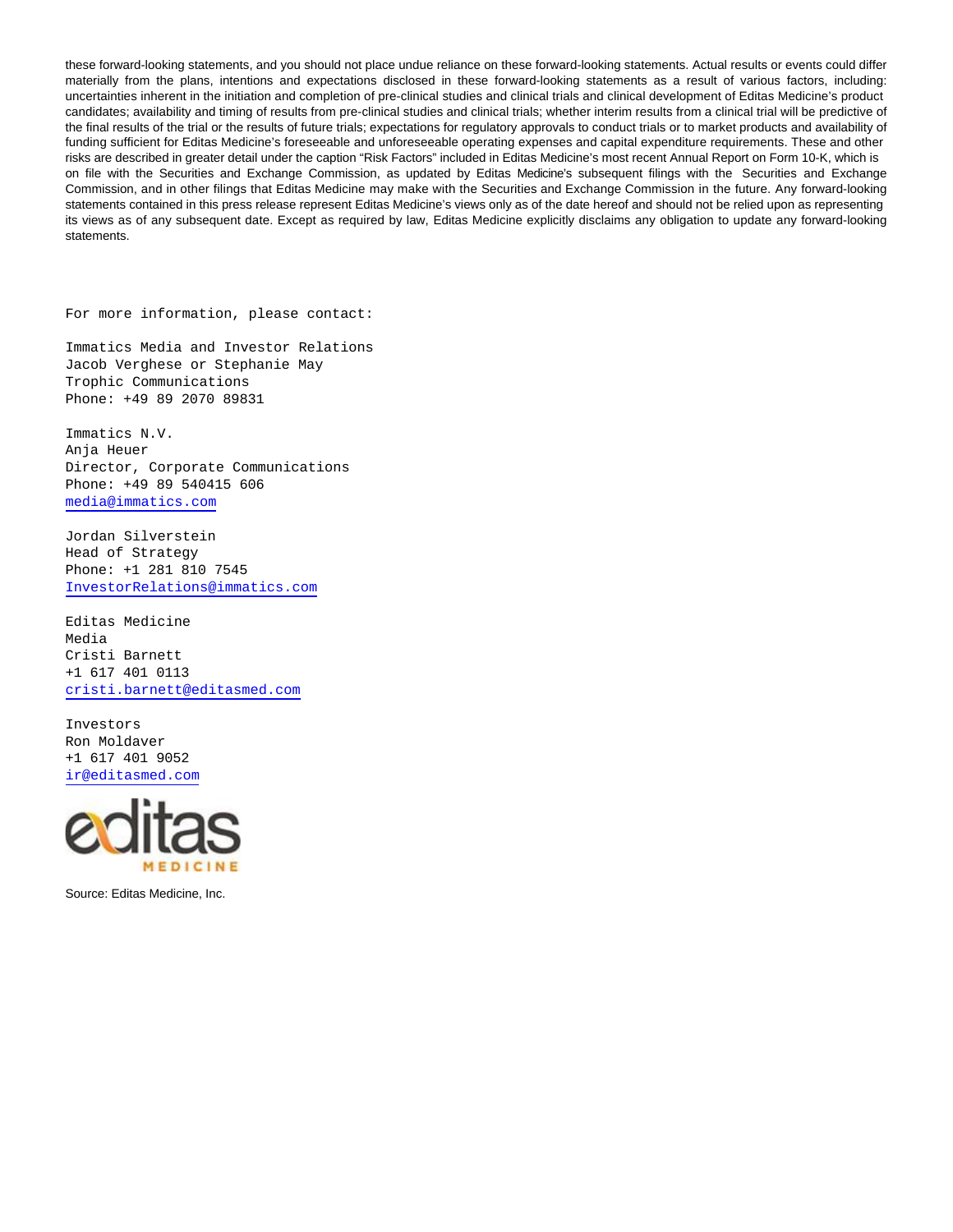these forward-looking statements, and you should not place undue reliance on these forward-looking statements. Actual results or events could differ materially from the plans, intentions and expectations disclosed in these forward-looking statements as a result of various factors, including: uncertainties inherent in the initiation and completion of pre-clinical studies and clinical trials and clinical development of Editas Medicine's product candidates; availability and timing of results from pre-clinical studies and clinical trials; whether interim results from a clinical trial will be predictive of the final results of the trial or the results of future trials; expectations for regulatory approvals to conduct trials or to market products and availability of funding sufficient for Editas Medicine's foreseeable and unforeseeable operating expenses and capital expenditure requirements. These and other risks are described in greater detail under the caption "Risk Factors" included in Editas Medicine's most recent Annual Report on Form 10-K, which is on file with the Securities and Exchange Commission, as updated by Editas Medicine's subsequent filings with the Securities and Exchange Commission, and in other filings that Editas Medicine may make with the Securities and Exchange Commission in the future. Any forward-looking statements contained in this press release represent Editas Medicine's views only as of the date hereof and should not be relied upon as representing its views as of any subsequent date. Except as required by law, Editas Medicine explicitly disclaims any obligation to update any forward-looking statements.

For more information, please contact:

Immatics Media and Investor Relations
Jacob Verghese or Stephanie May
Trophic Communications
Phone: +49 89 2070 89831

Immatics N.V.
Anja Heuer
Director, Corporate Communications
Phone: +49 89 540415 606
media@immatics.com

Jordan Silverstein
Head of Strategy
Phone: +1 281 810 7545
InvestorRelations@immatics.com

Editas Medicine
Media
Cristi Barnett
+1 617 401 0113
cristi.barnett@editasmed.com

Investors
Ron Moldaver
+1 617 401 9052
ir@editasmed.com

Source: Editas Medicine, Inc.